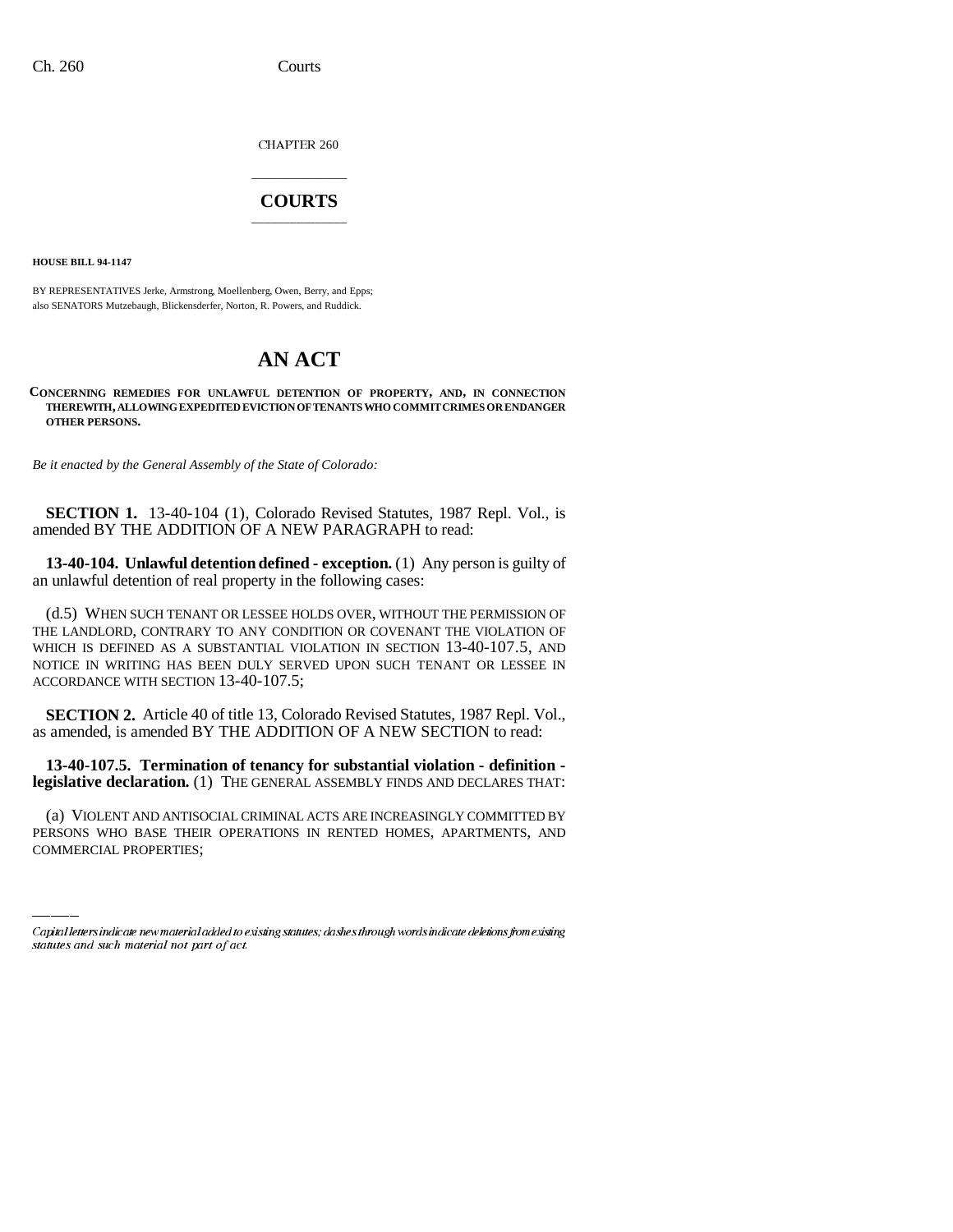CHAPTER 260

# COURTS

**HOUSE BILL 94-1147**

BY REPRESENTATIVES Jerke, Armstrong, Moellenberg, Owen, Berry, and Epps;
also SENATORS Mutzebaugh, Blickensderfer, Norton, R. Powers, and Ruddick.

# AN ACT

**CONCERNING REMEDIES FOR UNLAWFUL DETENTION OF PROPERTY, AND, IN CONNECTION THEREWITH, ALLOWING EXPEDITED EVICTION OF TENANTS WHO COMMIT CRIMES OR ENDANGER OTHER PERSONS.**

*Be it enacted by the General Assembly of the State of Colorado:*

**SECTION 1.** 13-40-104 (1), Colorado Revised Statutes, 1987 Repl. Vol., is amended BY THE ADDITION OF A NEW PARAGRAPH to read:

**13-40-104. Unlawful detention defined - exception.** (1) Any person is guilty of an unlawful detention of real property in the following cases:

(d.5) WHEN SUCH TENANT OR LESSEE HOLDS OVER, WITHOUT THE PERMISSION OF THE LANDLORD, CONTRARY TO ANY CONDITION OR COVENANT THE VIOLATION OF WHICH IS DEFINED AS A SUBSTANTIAL VIOLATION IN SECTION 13-40-107.5, AND NOTICE IN WRITING HAS BEEN DULY SERVED UPON SUCH TENANT OR LESSEE IN ACCORDANCE WITH SECTION 13-40-107.5;

**SECTION 2.** Article 40 of title 13, Colorado Revised Statutes, 1987 Repl. Vol., as amended, is amended BY THE ADDITION OF A NEW SECTION to read:

**13-40-107.5. Termination of tenancy for substantial violation - definition - legislative declaration.** (1) THE GENERAL ASSEMBLY FINDS AND DECLARES THAT:

(a) VIOLENT AND ANTISOCIAL CRIMINAL ACTS ARE INCREASINGLY COMMITTED BY PERSONS WHO BASE THEIR OPERATIONS IN RENTED HOMES, APARTMENTS, AND COMMERCIAL PROPERTIES;

Capital letters indicate new material added to existing statutes; dashes through words indicate deletions from existing statutes and such material not part of act.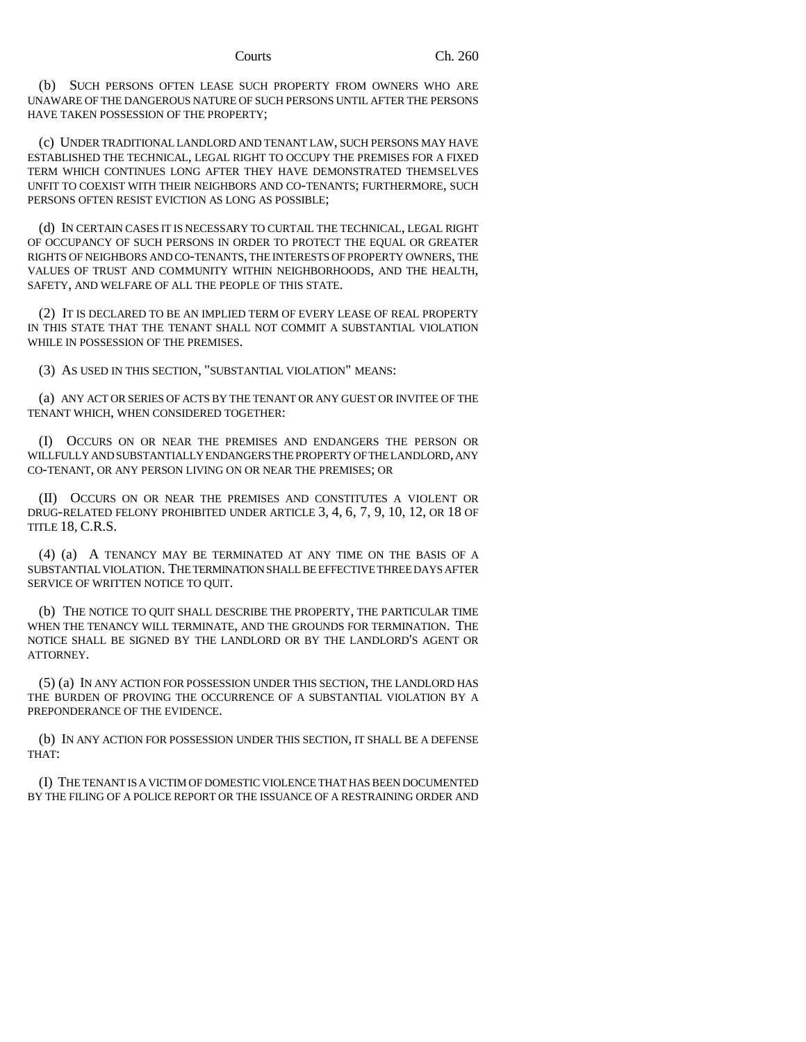(b) SUCH PERSONS OFTEN LEASE SUCH PROPERTY FROM OWNERS WHO ARE UNAWARE OF THE DANGEROUS NATURE OF SUCH PERSONS UNTIL AFTER THE PERSONS HAVE TAKEN POSSESSION OF THE PROPERTY;

(c) UNDER TRADITIONAL LANDLORD AND TENANT LAW, SUCH PERSONS MAY HAVE ESTABLISHED THE TECHNICAL, LEGAL RIGHT TO OCCUPY THE PREMISES FOR A FIXED TERM WHICH CONTINUES LONG AFTER THEY HAVE DEMONSTRATED THEMSELVES UNFIT TO COEXIST WITH THEIR NEIGHBORS AND CO-TENANTS; FURTHERMORE, SUCH PERSONS OFTEN RESIST EVICTION AS LONG AS POSSIBLE;

(d) IN CERTAIN CASES IT IS NECESSARY TO CURTAIL THE TECHNICAL, LEGAL RIGHT OF OCCUPANCY OF SUCH PERSONS IN ORDER TO PROTECT THE EQUAL OR GREATER RIGHTS OF NEIGHBORS AND CO-TENANTS, THE INTERESTS OF PROPERTY OWNERS, THE VALUES OF TRUST AND COMMUNITY WITHIN NEIGHBORHOODS, AND THE HEALTH, SAFETY, AND WELFARE OF ALL THE PEOPLE OF THIS STATE.

(2) IT IS DECLARED TO BE AN IMPLIED TERM OF EVERY LEASE OF REAL PROPERTY IN THIS STATE THAT THE TENANT SHALL NOT COMMIT A SUBSTANTIAL VIOLATION WHILE IN POSSESSION OF THE PREMISES.

(3) AS USED IN THIS SECTION, "SUBSTANTIAL VIOLATION" MEANS:

(a) ANY ACT OR SERIES OF ACTS BY THE TENANT OR ANY GUEST OR INVITEE OF THE TENANT WHICH, WHEN CONSIDERED TOGETHER:

(I) OCCURS ON OR NEAR THE PREMISES AND ENDANGERS THE PERSON OR WILLFULLY AND SUBSTANTIALLY ENDANGERS THE PROPERTY OF THE LANDLORD, ANY CO-TENANT, OR ANY PERSON LIVING ON OR NEAR THE PREMISES; OR

(II) OCCURS ON OR NEAR THE PREMISES AND CONSTITUTES A VIOLENT OR DRUG-RELATED FELONY PROHIBITED UNDER ARTICLE 3, 4, 6, 7, 9, 10, 12, OR 18 OF TITLE 18, C.R.S.

(4) (a) A TENANCY MAY BE TERMINATED AT ANY TIME ON THE BASIS OF A SUBSTANTIAL VIOLATION. THE TERMINATION SHALL BE EFFECTIVE THREE DAYS AFTER SERVICE OF WRITTEN NOTICE TO QUIT.

(b) THE NOTICE TO QUIT SHALL DESCRIBE THE PROPERTY, THE PARTICULAR TIME WHEN THE TENANCY WILL TERMINATE, AND THE GROUNDS FOR TERMINATION. THE NOTICE SHALL BE SIGNED BY THE LANDLORD OR BY THE LANDLORD'S AGENT OR ATTORNEY.

(5) (a) IN ANY ACTION FOR POSSESSION UNDER THIS SECTION, THE LANDLORD HAS THE BURDEN OF PROVING THE OCCURRENCE OF A SUBSTANTIAL VIOLATION BY A PREPONDERANCE OF THE EVIDENCE.

(b) IN ANY ACTION FOR POSSESSION UNDER THIS SECTION, IT SHALL BE A DEFENSE THAT:

(I) THE TENANT IS A VICTIM OF DOMESTIC VIOLENCE THAT HAS BEEN DOCUMENTED BY THE FILING OF A POLICE REPORT OR THE ISSUANCE OF A RESTRAINING ORDER AND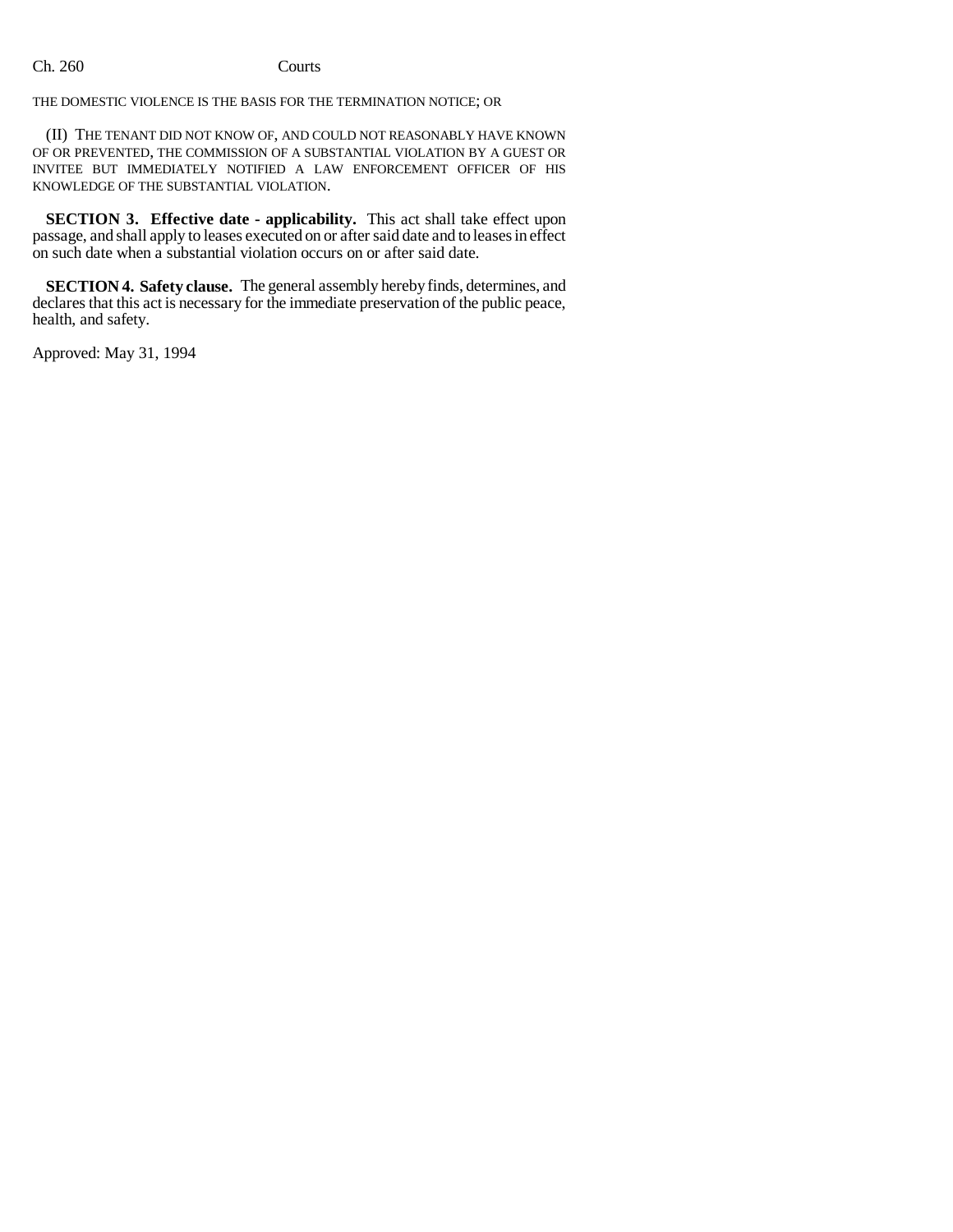THE DOMESTIC VIOLENCE IS THE BASIS FOR THE TERMINATION NOTICE; OR

(II) THE TENANT DID NOT KNOW OF, AND COULD NOT REASONABLY HAVE KNOWN OF OR PREVENTED, THE COMMISSION OF A SUBSTANTIAL VIOLATION BY A GUEST OR INVITEE BUT IMMEDIATELY NOTIFIED A LAW ENFORCEMENT OFFICER OF HIS KNOWLEDGE OF THE SUBSTANTIAL VIOLATION.

**SECTION 3. Effective date - applicability.** This act shall take effect upon passage, and shall apply to leases executed on or after said date and to leases in effect on such date when a substantial violation occurs on or after said date.

**SECTION 4. Safety clause.** The general assembly hereby finds, determines, and declares that this act is necessary for the immediate preservation of the public peace, health, and safety.

Approved: May 31, 1994